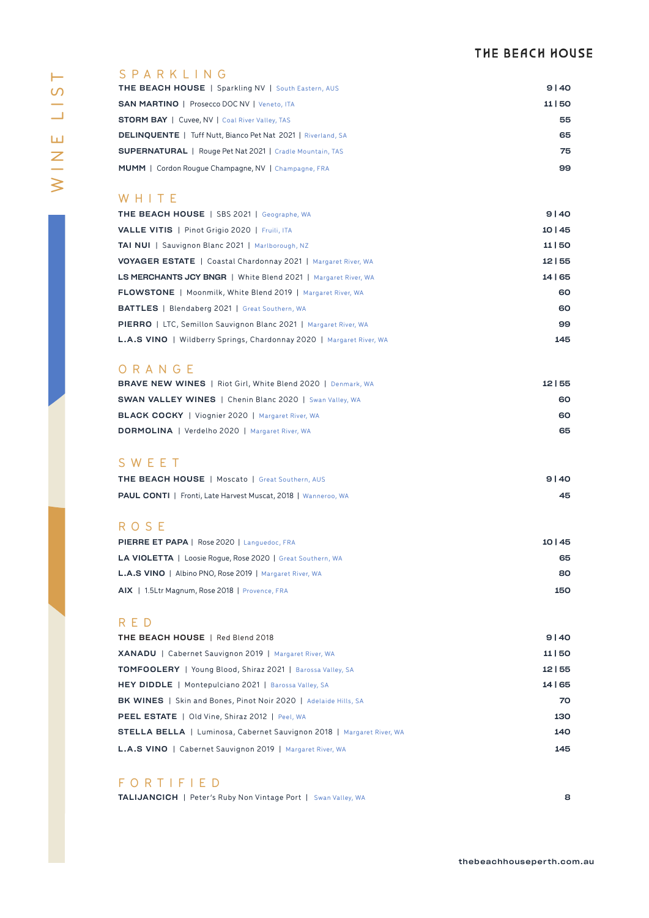# THE BEACH HOUSE

## WINE LIST

### SPARKLING

| Wine | Price |
|---|---|
| **THE BEACH HOUSE** \| Sparkling NV \| South Eastern, AUS | 9 \| 40 |
| **SAN MARTINO** \| Prosecco DOC NV \| Veneto, ITA | 11 \| 50 |
| **STORM BAY** \| Cuvee, NV \| Coal River Valley, TAS | 55 |
| **DELINQUENTE** \| Tuff Nutt, Bianco Pet Nat 2021 \| Riverland, SA | 65 |
| **SUPERNATURAL** \| Rouge Pet Nat 2021 \| Cradle Mountain, TAS | 75 |
| **MUMM** \| Cordon Rougue Champagne, NV \| Champagne, FRA | 99 |

### WHITE

| Wine | Price |
|---|---|
| **THE BEACH HOUSE** \| SBS 2021 \| Geographe, WA | 9 \| 40 |
| **VALLE VITIS** \| Pinot Grigio 2020 \| Fruili, ITA | 10 \| 45 |
| **TAI NUI** \| Sauvignon Blanc 2021 \| Marlborough, NZ | 11 \| 50 |
| **VOYAGER ESTATE** \| Coastal Chardonnay 2021 \| Margaret River, WA | 12 \| 55 |
| **LS MERCHANTS JCY BNGR** \| White Blend 2021 \| Margaret River, WA | 14 \| 65 |
| **FLOWSTONE** \| Moonmilk, White Blend 2019 \| Margaret River, WA | 60 |
| **BATTLES** \| Blendaberg 2021 \| Great Southern, WA | 60 |
| **PIERRO** \| LTC, Semillon Sauvignon Blanc 2021 \| Margaret River, WA | 99 |
| **L.A.S VINO** \| Wildberry Springs, Chardonnay 2020 \| Margaret River, WA | 145 |

### ORANGE

| Wine | Price |
|---|---|
| **BRAVE NEW WINES** \| Riot Girl, White Blend 2020 \| Denmark, WA | 12 \| 55 |
| **SWAN VALLEY WINES** \| Chenin Blanc 2020 \| Swan Valley, WA | 60 |
| **BLACK COCKY** \| Viognier 2020 \| Margaret River, WA | 60 |
| **DORMOLINA** \| Verdelho 2020 \| Margaret River, WA | 65 |

### SWEET

| Wine | Price |
|---|---|
| **THE BEACH HOUSE** \| Moscato \| Great Southern, AUS | 9 \| 40 |
| **PAUL CONTI** \| Fronti, Late Harvest Muscat, 2018 \| Wanneroo, WA | 45 |

### ROSE

| Wine | Price |
|---|---|
| **PIERRE ET PAPA** \| Rose 2020 \| Languedoc, FRA | 10 \| 45 |
| **LA VIOLETTA** \| Loosie Rogue, Rose 2020 \| Great Southern, WA | 65 |
| **L.A.S VINO** \| Albino PNO, Rose 2019 \| Margaret River, WA | 80 |
| **AIX** \| 1.5Ltr Magnum, Rose 2018 \| Provence, FRA | 150 |

### RED

| Wine | Price |
|---|---|
| **THE BEACH HOUSE** \| Red Blend 2018 | 9 \| 40 |
| **XANADU** \| Cabernet Sauvignon 2019 \| Margaret River, WA | 11 \| 50 |
| **TOMFOOLERY** \| Young Blood, Shiraz 2021 \| Barossa Valley, SA | 12 \| 55 |
| **HEY DIDDLE** \| Montepulciano 2021 \| Barossa Valley, SA | 14 \| 65 |
| **BK WINES** \| Skin and Bones, Pinot Noir 2020 \| Adelaide Hills, SA | 70 |
| **PEEL ESTATE** \| Old Vine, Shiraz 2012 \| Peel, WA | 130 |
| **STELLA BELLA** \| Luminosa, Cabernet Sauvignon 2018 \| Margaret River, WA | 140 |
| **L.A.S VINO** \| Cabernet Sauvignon 2019 \| Margaret River, WA | 145 |

### FORTIFIED

| Wine | Price |
|---|---|
| **TALIJANCICH** \| Peter's Ruby Non Vintage Port \| Swan Valley, WA | 8 |

thebeachhouseperth.com.au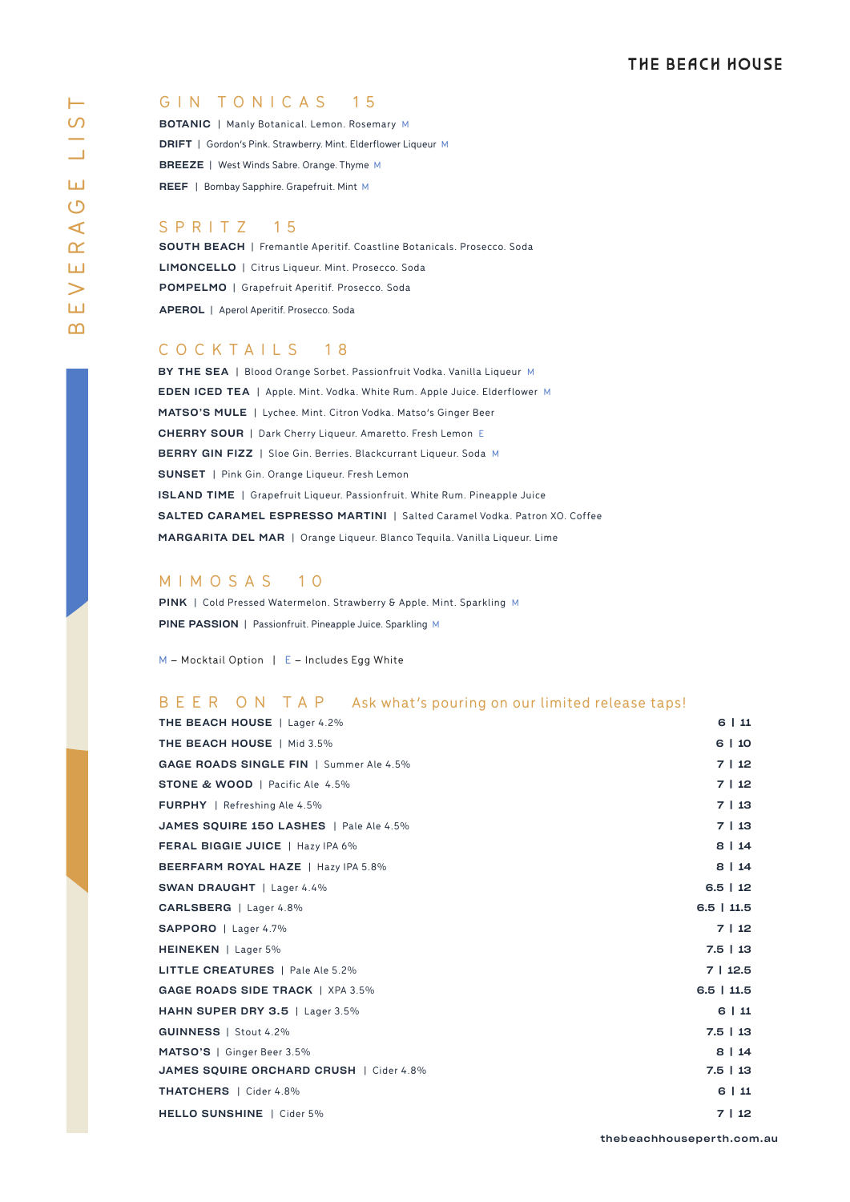# BEVERAGE LIST

## THE BEACH HOUSE

### GIN TONICAS 15

**BOTANIC** | Manly Botanical. Lemon. Rosemary M

**DRIFT** | Gordon's Pink. Strawberry. Mint. Elderflower Liqueur M

**BREEZE** | West Winds Sabre. Orange. Thyme M

**REEF** | Bombay Sapphire. Grapefruit. Mint M

### SPRITZ 15

**SOUTH BEACH** | Fremantle Aperitif. Coastline Botanicals. Prosecco. Soda

**LIMONCELLO** | Citrus Liqueur. Mint. Prosecco. Soda

**POMPELMO** | Grapefruit Aperitif. Prosecco. Soda

**APEROL** | Aperol Aperitif. Prosecco. Soda

### COCKTAILS 18

**BY THE SEA** | Blood Orange Sorbet. Passionfruit Vodka. Vanilla Liqueur M

**EDEN ICED TEA** | Apple. Mint. Vodka. White Rum. Apple Juice. Elderflower M

**MATSO'S MULE** | Lychee. Mint. Citron Vodka. Matso's Ginger Beer

**CHERRY SOUR** | Dark Cherry Liqueur. Amaretto. Fresh Lemon E

**BERRY GIN FIZZ** | Sloe Gin. Berries. Blackcurrant Liqueur. Soda M

**SUNSET** | Pink Gin. Orange Liqueur. Fresh Lemon

**ISLAND TIME** | Grapefruit Liqueur. Passionfruit. White Rum. Pineapple Juice

**SALTED CARAMEL ESPRESSO MARTINI** | Salted Caramel Vodka. Patron XO. Coffee

**MARGARITA DEL MAR** | Orange Liqueur. Blanco Tequila. Vanilla Liqueur. Lime

### MIMOSAS 10

**PINK** | Cold Pressed Watermelon. Strawberry & Apple. Mint. Sparkling M

**PINE PASSION** | Passionfruit. Pineapple Juice. Sparkling M

M – Mocktail Option | E – Includes Egg White

### BEER ON TAP Ask what's pouring on our limited release taps!

| | |
|---|---|
| **THE BEACH HOUSE** \| Lager 4.2% | 6 \| 11 |
| **THE BEACH HOUSE** \| Mid 3.5% | 6 \| 10 |
| **GAGE ROADS SINGLE FIN** \| Summer Ale 4.5% | 7 \| 12 |
| **STONE & WOOD** \| Pacific Ale 4.5% | 7 \| 12 |
| **FURPHY** \| Refreshing Ale 4.5% | 7 \| 13 |
| **JAMES SQUIRE 150 LASHES** \| Pale Ale 4.5% | 7 \| 13 |
| **FERAL BIGGIE JUICE** \| Hazy IPA 6% | 8 \| 14 |
| **BEERFARM ROYAL HAZE** \| Hazy IPA 5.8% | 8 \| 14 |
| **SWAN DRAUGHT** \| Lager 4.4% | 6.5 \| 12 |
| **CARLSBERG** \| Lager 4.8% | 6.5 \| 11.5 |
| **SAPPORO** \| Lager 4.7% | 7 \| 12 |
| **HEINEKEN** \| Lager 5% | 7.5 \| 13 |
| **LITTLE CREATURES** \| Pale Ale 5.2% | 7 \| 12.5 |
| **GAGE ROADS SIDE TRACK** \| XPA 3.5% | 6.5 \| 11.5 |
| **HAHN SUPER DRY 3.5** \| Lager 3.5% | 6 \| 11 |
| **GUINNESS** \| Stout 4.2% | 7.5 \| 13 |
| **MATSO'S** \| Ginger Beer 3.5% | 8 \| 14 |
| **JAMES SQUIRE ORCHARD CRUSH** \| Cider 4.8% | 7.5 \| 13 |
| **THATCHERS** \| Cider 4.8% | 6 \| 11 |
| **HELLO SUNSHINE** \| Cider 5% | 7 \| 12 |

thebeachhouseperth.com.au